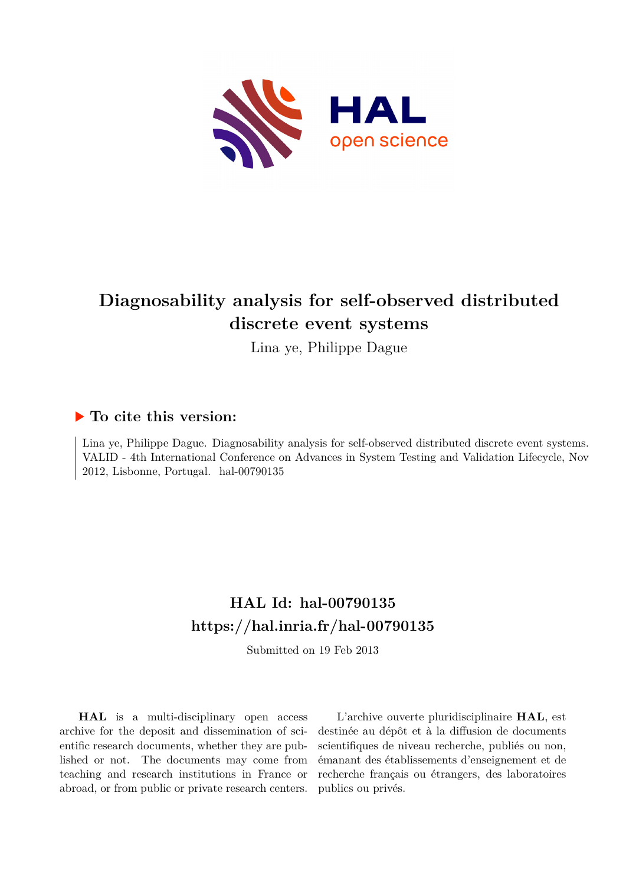# Diagnosability analysis for self-observed distributed discrete event systems

Lina ye, Philippe Dague

## ▶ To cite this version:

Lina ye, Philippe Dague. Diagnosability analysis for self-observed distributed discrete event systems. VALID - 4th International Conference on Advances in System Testing and Validation Lifecycle, Nov 2012, Lisbonne, Portugal. hal-00790135

## HAL Id: hal-00790135
## https://hal.inria.fr/hal-00790135

Submitted on 19 Feb 2013

**HAL** is a multi-disciplinary open access archive for the deposit and dissemination of scientific research documents, whether they are published or not. The documents may come from teaching and research institutions in France or abroad, or from public or private research centers.

L'archive ouverte pluridisciplinaire **HAL**, est destinée au dépôt et à la diffusion de documents scientifiques de niveau recherche, publiés ou non, émanant des établissements d'enseignement et de recherche français ou étrangers, des laboratoires publics ou privés.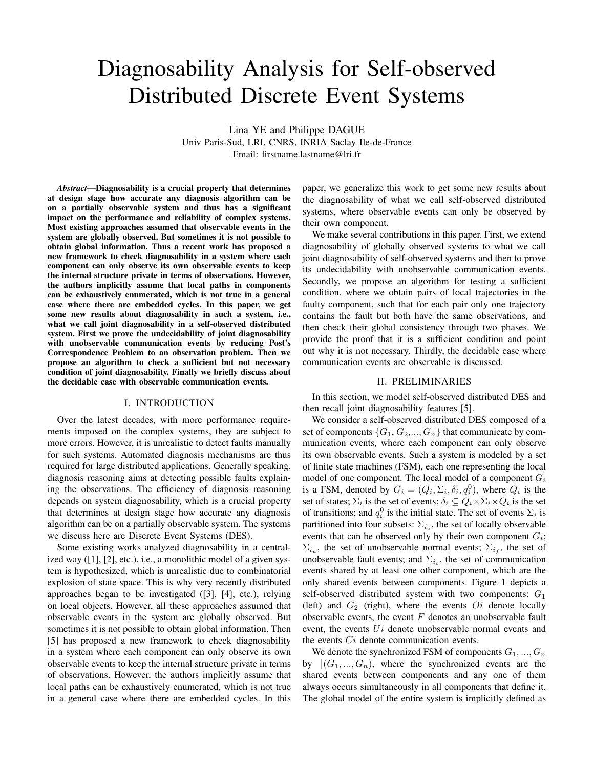# Diagnosability Analysis for Self-observed Distributed Discrete Event Systems

Lina YE and Philippe DAGUE
Univ Paris-Sud, LRI, CNRS, INRIA Saclay Ile-de-France
Email: firstname.lastname@lri.fr

***Abstract*—Diagnosability is a crucial property that determines at design stage how accurate any diagnosis algorithm can be on a partially observable system and thus has a significant impact on the performance and reliability of complex systems. Most existing approaches assumed that observable events in the system are globally observed. But sometimes it is not possible to obtain global information. Thus a recent work has proposed a new framework to check diagnosability in a system where each component can only observe its own observable events to keep the internal structure private in terms of observations. However, the authors implicitly assume that local paths in components can be exhaustively enumerated, which is not true in a general case where there are embedded cycles. In this paper, we get some new results about diagnosability in such a system, i.e., what we call joint diagnosability in a self-observed distributed system. First we prove the undecidability of joint diagnosability with unobservable communication events by reducing Post's Correspondence Problem to an observation problem. Then we propose an algorithm to check a sufficient but not necessary condition of joint diagnosability. Finally we briefly discuss about the decidable case with observable communication events.**

## I. INTRODUCTION

Over the latest decades, with more performance requirements imposed on the complex systems, they are subject to more errors. However, it is unrealistic to detect faults manually for such systems. Automated diagnosis mechanisms are thus required for large distributed applications. Generally speaking, diagnosis reasoning aims at detecting possible faults explaining the observations. The efficiency of diagnosis reasoning depends on system diagnosability, which is a crucial property that determines at design stage how accurate any diagnosis algorithm can be on a partially observable system. The systems we discuss here are Discrete Event Systems (DES).

Some existing works analyzed diagnosability in a centralized way ([1], [2], etc.), i.e., a monolithic model of a given system is hypothesized, which is unrealistic due to combinatorial explosion of state space. This is why very recently distributed approaches began to be investigated ([3], [4], etc.), relying on local objects. However, all these approaches assumed that observable events in the system are globally observed. But sometimes it is not possible to obtain global information. Then [5] has proposed a new framework to check diagnosability in a system where each component can only observe its own observable events to keep the internal structure private in terms of observations. However, the authors implicitly assume that local paths can be exhaustively enumerated, which is not true in a general case where there are embedded cycles. In this paper, we generalize this work to get some new results about the diagnosability of what we call self-observed distributed systems, where observable events can only be observed by their own component.

We make several contributions in this paper. First, we extend diagnosability of globally observed systems to what we call joint diagnosability of self-observed systems and then to prove its undecidability with unobservable communication events. Secondly, we propose an algorithm for testing a sufficient condition, where we obtain pairs of local trajectories in the faulty component, such that for each pair only one trajectory contains the fault but both have the same observations, and then check their global consistency through two phases. We provide the proof that it is a sufficient condition and point out why it is not necessary. Thirdly, the decidable case where communication events are observable is discussed.

## II. PRELIMINARIES

In this section, we model self-observed distributed DES and then recall joint diagnosability features [5].

We consider a self-observed distributed DES composed of a set of components $\{G_1, G_2,..., G_n\}$ that communicate by communication events, where each component can only observe its own observable events. Such a system is modeled by a set of finite state machines (FSM), each one representing the local model of one component. The local model of a component $G_i$ is a FSM, denoted by $G_i = (Q_i, \Sigma_i, \delta_i, q_i^0)$, where $Q_i$ is the set of states; $\Sigma_i$ is the set of events; $\delta_i \subseteq Q_i \times \Sigma_i \times Q_i$ is the set of transitions; and $q_i^0$ is the initial state. The set of events $\Sigma_i$ is partitioned into four subsets: $\Sigma_{i_o}$, the set of locally observable events that can be observed only by their own component $G_i$; $\Sigma_{i_u}$, the set of unobservable normal events; $\Sigma_{i_f}$, the set of unobservable fault events; and $\Sigma_{i_c}$, the set of communication events shared by at least one other component, which are the only shared events between components. Figure 1 depicts a self-observed distributed system with two components: $G_1$ (left) and $G_2$ (right), where the events $Oi$ denote locally observable events, the event $F$ denotes an unobservable fault event, the events $Ui$ denote unobservable normal events and the events $Ci$ denote communication events.

We denote the synchronized FSM of components $G_1, ..., G_n$ by $\|(G_1, ..., G_n)$, where the synchronized events are the shared events between components and any one of them always occurs simultaneously in all components that define it. The global model of the entire system is implicitly defined as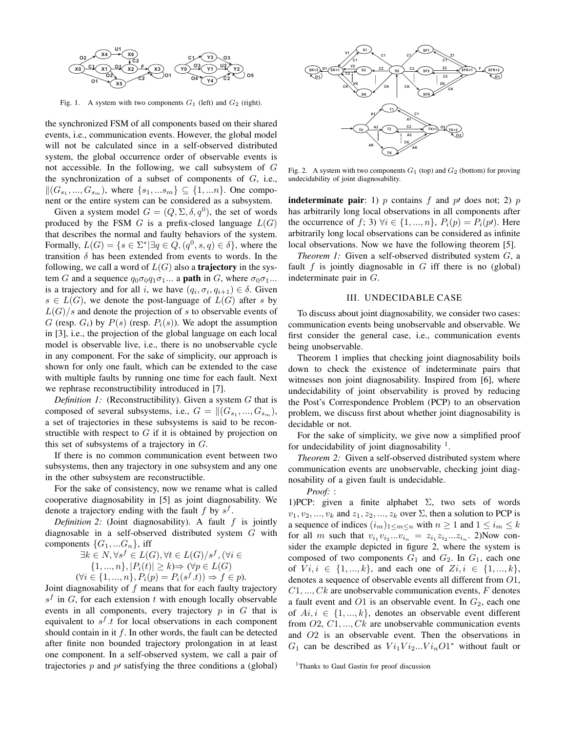Fig. 1. A system with two components $G_1$ (left) and $G_2$ (right).

the synchronized FSM of all components based on their shared events, i.e., communication events. However, the global model will not be calculated since in a self-observed distributed system, the global occurrence order of observable events is not accessible. In the following, we call subsystem of $G$ the synchronization of a subset of components of $G$, i.e., $\|(G_{s_1},...,G_{s_m})$, where $\{s_1,...s_m\} \subseteq \{1,...n\}$. One component or the entire system can be considered as a subsystem.

Given a system model $G = (Q, \Sigma, \delta, q^0)$, the set of words produced by the FSM $G$ is a prefix-closed language $L(G)$ that describes the normal and faulty behaviors of the system. Formally, $L(G) = \{s \in \Sigma^* | \exists q \in Q, (q^0, s, q) \in \delta\}$, where the transition $\delta$ has been extended from events to words. In the following, we call a word of $L(G)$ also a **trajectory** in the system $G$ and a sequence $q_0\sigma_0 q_1\sigma_1...$ a **path** in $G$, where $\sigma_0\sigma_1...$ is a trajectory and for all $i$, we have $(q_i, \sigma_i, q_{i+1}) \in \delta$. Given $s \in L(G)$, we denote the post-language of $L(G)$ after $s$ by $L(G)/s$ and denote the projection of $s$ to observable events of $G$ (resp. $G_i$) by $P(s)$ (resp. $P_i(s)$). We adopt the assumption in [3], i.e., the projection of the global language on each local model is observable live, i.e., there is no unobservable cycle in any component. For the sake of simplicity, our approach is shown for only one fault, which can be extended to the case with multiple faults by running one time for each fault. Next we rephrase reconstructibility introduced in [7].

*Definition 1:* (Reconstructibility). Given a system $G$ that is composed of several subsystems, i.e., $G = \|(G_{s_1},...,G_{s_m})$, a set of trajectories in these subsystems is said to be reconstructible with respect to $G$ if it is obtained by projection on this set of subsystems of a trajectory in $G$.

If there is no common communication event between two subsystems, then any trajectory in one subsystem and any one in the other subsystem are reconstructible.

For the sake of consistency, now we rename what is called cooperative diagnosability in [5] as joint diagnosability. We denote a trajectory ending with the fault $f$ by $s^f$.

*Definition 2:* (Joint diagnosability). A fault $f$ is jointly diagnosable in a self-observed distributed system $G$ with components $\{G_1,...G_n\}$, iff

$$\exists k \in N, \forall s^f \in L(G), \forall t \in L(G)/s^f, (\forall i \in \{1,...,n\}, |P_i(t)| \geq k) \Rightarrow (\forall p \in L(G)$$
$$(\forall i \in \{1,...,n\}, P_i(p) = P_i(s^f.t)) \Rightarrow f \in p).$$

Joint diagnosability of $f$ means that for each faulty trajectory $s^f$ in $G$, for each extension $t$ with enough locally observable events in all components, every trajectory $p$ in $G$ that is equivalent to $s^f.t$ for local observations in each component should contain in it $f$. In other words, the fault can be detected after finite non bounded trajectory prolongation in at least one component. In a self-observed system, we call a pair of trajectories $p$ and $p\prime$ satisfying the three conditions a (global) **indeterminate pair**: 1) $p$ contains $f$ and $p\prime$ does not; 2) $p$ has arbitrarily long local observations in all components after the occurrence of $f$; 3) $\forall i \in \{1,...,n\}$, $P_i(p) = P_i(p\prime)$. Here arbitrarily long local observations can be considered as infinite local observations. Now we have the following theorem [5].

*Theorem 1:* Given a self-observed distributed system $G$, a fault $f$ is jointly diagnosable in $G$ iff there is no (global) indeterminate pair in $G$.

Fig. 2. A system with two components $G_1$ (top) and $G_2$ (bottom) for proving undecidability of joint diagnosability.

## III. UNDECIDABLE CASE

To discuss about joint diagnosability, we consider two cases: communication events being unobservable and observable. We first consider the general case, i.e., communication events being unobservable.

Theorem 1 implies that checking joint diagnosability boils down to check the existence of indeterminate pairs that witnesses non joint diagnosability. Inspired from [6], where undecidability of joint observability is proved by reducing the Post's Correspondence Problem (PCP) to an observation problem, we discuss first about whether joint diagnosability is decidable or not.

For the sake of simplicity, we give now a simplified proof for undecidability of joint diagnosability [1].

*Theorem 2:* Given a self-observed distributed system where communication events are unobservable, checking joint diagnosability of a given fault is undecidable.

*Proof:* :

1)PCP: given a finite alphabet $\Sigma$, two sets of words $v_1, v_2, ..., v_k$ and $z_1, z_2, ..., z_k$ over $\Sigma$, then a solution to PCP is a sequence of indices $(i_m)_{1 \leq m \leq n}$ with $n \geq 1$ and $1 \leq i_m \leq k$ for all $m$ such that $v_{i_1}v_{i_2}...v_{i_n} = z_{i_1}z_{i_2}...z_{i_n}$. 2)Now consider the example depicted in figure 2, where the system is composed of two components $G_1$ and $G_2$. In $G_1$, each one of $Vi, i \in \{1,...,k\}$, and each one of $Zi, i \in \{1,...,k\}$, denotes a sequence of observable events all different from $O1$, $C1,...,Ck$ are unobservable communication events, $F$ denotes a fault event and $O1$ is an observable event. In $G_2$, each one of $Ai, i \in \{1,...,k\}$, denotes an observable event different from $O2$, $C1,...,Ck$ are unobservable communication events and $O2$ is an observable event. Then the observations in $G_1$ can be described as $Vi_1Vi_2...Vi_nO1^*$ without fault or

[1] Thanks to Gaul Gastin for proof discussion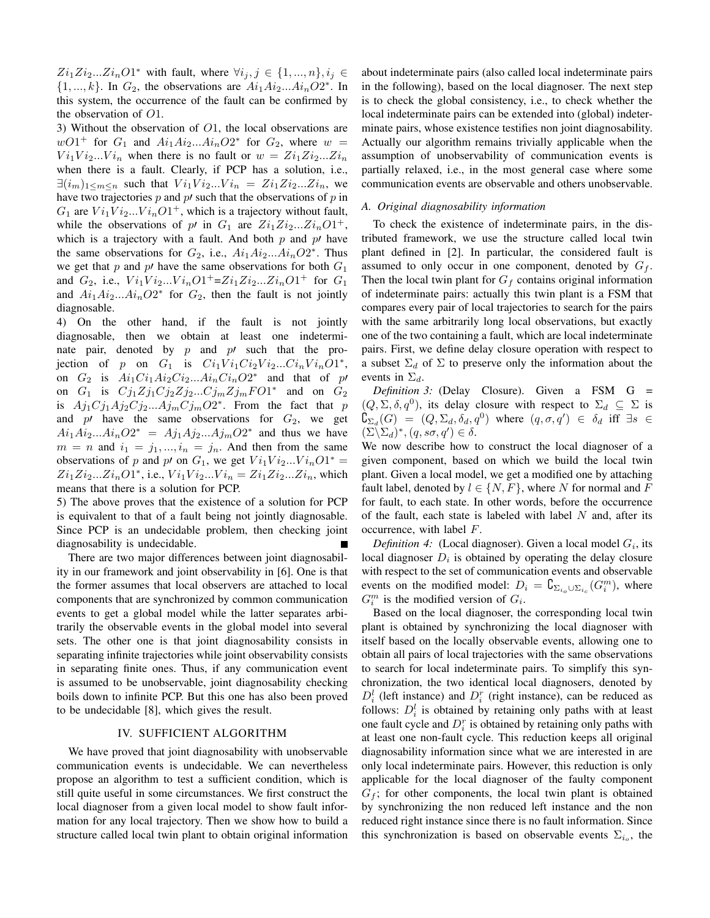$Zi_1Zi_2...Zi_nO1^*$ with fault, where $\forall i_j, j \in \{1,...,n\}, i_j \in \{1,...,k\}$. In $G_2$, the observations are $Ai_1Ai_2...Ai_nO2^*$. In this system, the occurrence of the fault can be confirmed by the observation of $O1$.

3) Without the observation of $O1$, the local observations are $wO1^+$ for $G_1$ and $Ai_1Ai_2...Ai_nO2^*$ for $G_2$, where $w = Vi_1Vi_2...Vi_n$ when there is no fault or $w = Zi_1Zi_2...Zi_n$ when there is a fault. Clearly, if PCP has a solution, i.e., $\exists(i_m)_{1\leq m\leq n}$ such that $Vi_1Vi_2...Vi_n = Zi_1Zi_2...Zi_n$, we have two trajectories $p$ and $p\prime$ such that the observations of $p$ in $G_1$ are $Vi_1Vi_2...Vi_nO1^+$, which is a trajectory without fault, while the observations of $p\prime$ in $G_1$ are $Zi_1Zi_2...Zi_nO1^+$, which is a trajectory with a fault. And both $p$ and $p\prime$ have the same observations for $G_2$, i.e., $Ai_1Ai_2...Ai_nO2^*$. Thus we get that $p$ and $p\prime$ have the same observations for both $G_1$ and $G_2$, i.e., $Vi_1Vi_2...Vi_nO1^+$=$Zi_1Zi_2...Zi_nO1^+$ for $G_1$ and $Ai_1Ai_2...Ai_nO2^*$ for $G_2$, then the fault is not jointly diagnosable.

4) On the other hand, if the fault is not jointly diagnosable, then we obtain at least one indeterminate pair, denoted by $p$ and $p\prime$ such that the projection of $p$ on $G_1$ is $Ci_1Vi_1Ci_2Vi_2...Ci_nVi_nO1^*$, on $G_2$ is $Ai_1Ci_1Ai_2Ci_2...Ai_nCi_nO2^*$ and that of $p\prime$ on $G_1$ is $Cj_1Zj_1Cj_2Zj_2...Cj_mZj_mFO1^*$ and on $G_2$ is $Aj_1Cj_1Aj_2Cj_2...Aj_mCj_mO2^*$. From the fact that $p$ and $p\prime$ have the same observations for $G_2$, we get $Ai_1Ai_2...Ai_nO2^* = Aj_1Aj_2...Aj_mO2^*$ and thus we have $m = n$ and $i_1 = j_1, ..., i_n = j_n$. And then from the same observations of $p$ and $p\prime$ on $G_1$, we get $Vi_1Vi_2...Vi_nO1^* = Zi_1Zi_2...Zi_nO1^*$, i.e., $Vi_1Vi_2...Vi_n = Zi_1Zi_2...Zi_n$, which means that there is a solution for PCP.

5) The above proves that the existence of a solution for PCP is equivalent to that of a fault being not jointly diagnosable. Since PCP is an undecidable problem, then checking joint diagnosability is undecidable. ∎

There are two major differences between joint diagnosability in our framework and joint observability in [6]. One is that the former assumes that local observers are attached to local components that are synchronized by common communication events to get a global model while the latter separates arbitrarily the observable events in the global model into several sets. The other one is that joint diagnosability consists in separating infinite trajectories while joint observability consists in separating finite ones. Thus, if any communication event is assumed to be unobservable, joint diagnosability checking boils down to infinite PCP. But this one has also been proved to be undecidable [8], which gives the result.

## IV. SUFFICIENT ALGORITHM

We have proved that joint diagnosability with unobservable communication events is undecidable. We can nevertheless propose an algorithm to test a sufficient condition, which is still quite useful in some circumstances. We first construct the local diagnoser from a given local model to show fault information for any local trajectory. Then we show how to build a structure called local twin plant to obtain original information about indeterminate pairs (also called local indeterminate pairs in the following), based on the local diagnoser. The next step is to check the global consistency, i.e., to check whether the local indeterminate pairs can be extended into (global) indeterminate pairs, whose existence testifies non joint diagnosability. Actually our algorithm remains trivially applicable when the assumption of unobservability of communication events is partially relaxed, i.e., in the most general case where some communication events are observable and others unobservable.

### A. Original diagnosability information

To check the existence of indeterminate pairs, in the distributed framework, we use the structure called local twin plant defined in [2]. In particular, the considered fault is assumed to only occur in one component, denoted by $G_f$. Then the local twin plant for $G_f$ contains original information of indeterminate pairs: actually this twin plant is a FSM that compares every pair of local trajectories to search for the pairs with the same arbitrarily long local observations, but exactly one of the two containing a fault, which are local indeterminate pairs. First, we define delay closure operation with respect to a subset $\Sigma_d$ of $\Sigma$ to preserve only the information about the events in $\Sigma_d$.

*Definition 3:* (Delay Closure). Given a FSM G = $(Q, \Sigma, \delta, q^0)$, its delay closure with respect to $\Sigma_d \subseteq \Sigma$ is $\complement_{\Sigma_d}(G) = (Q, \Sigma_d, \delta_d, q^0)$ where $(q, \sigma, q') \in \delta_d$ iff $\exists s \in (\Sigma \backslash \Sigma_d)^*, (q, s\sigma, q') \in \delta$.

We now describe how to construct the local diagnoser of a given component, based on which we build the local twin plant. Given a local model, we get a modified one by attaching fault label, denoted by $l \in \{N, F\}$, where $N$ for normal and $F$ for fault, to each state. In other words, before the occurrence of the fault, each state is labeled with label $N$ and, after its occurrence, with label $F$.

*Definition 4:* (Local diagnoser). Given a local model $G_i$, its local diagnoser $D_i$ is obtained by operating the delay closure with respect to the set of communication events and observable events on the modified model: $D_i = \complement_{\Sigma_{i_o}\cup\Sigma_{i_c}}(G_i^m)$, where $G_i^m$ is the modified version of $G_i$.

Based on the local diagnoser, the corresponding local twin plant is obtained by synchronizing the local diagnoser with itself based on the locally observable events, allowing one to obtain all pairs of local trajectories with the same observations to search for local indeterminate pairs. To simplify this synchronization, the two identical local diagnosers, denoted by $D_i^l$ (left instance) and $D_i^r$ (right instance), can be reduced as follows: $D_i^l$ is obtained by retaining only paths with at least one fault cycle and $D_i^r$ is obtained by retaining only paths with at least one non-fault cycle. This reduction keeps all original diagnosability information since what we are interested in are only local indeterminate pairs. However, this reduction is only applicable for the local diagnoser of the faulty component $G_f$; for other components, the local twin plant is obtained by synchronizing the non reduced left instance and the non reduced right instance since there is no fault information. Since this synchronization is based on observable events $\Sigma_{i_o}$, the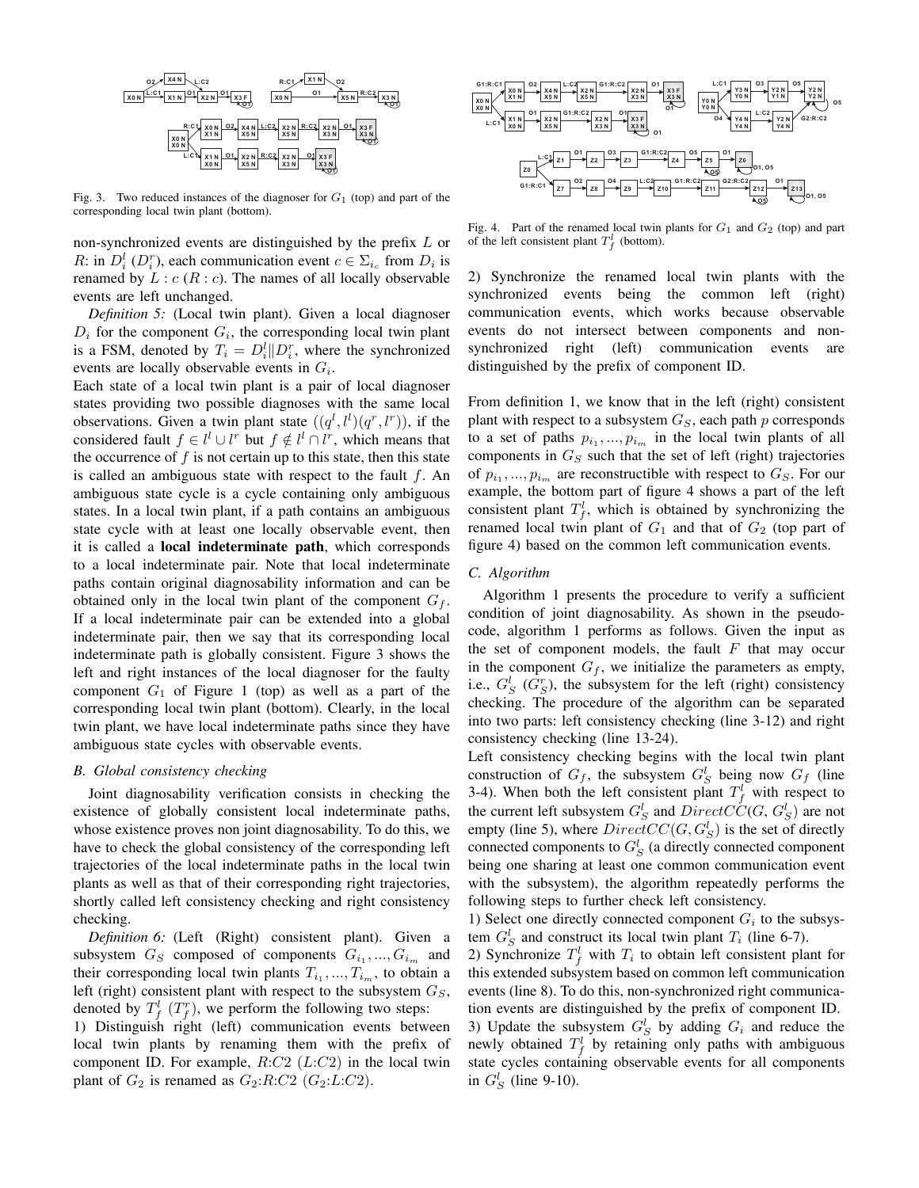Fig. 3. Two reduced instances of the diagnoser for $G_1$ (top) and part of the corresponding local twin plant (bottom).

non-synchronized events are distinguished by the prefix $L$ or $R$: in $D_i^l$ ($D_i^r$), each communication event $c \in \Sigma_{i_c}$ from $D_i$ is renamed by $L:c$ ($R:c$). The names of all locally observable events are left unchanged.

*Definition 5:* (Local twin plant). Given a local diagnoser $D_i$ for the component $G_i$, the corresponding local twin plant is a FSM, denoted by $T_i = D_i^l \| D_i^r$, where the synchronized events are locally observable events in $G_i$.

Each state of a local twin plant is a pair of local diagnoser states providing two possible diagnoses with the same local observations. Given a twin plant state $((q^l, l^l)(q^r, l^r))$, if the considered fault $f \in l^l \cup l^r$ but $f \notin l^l \cap l^r$, which means that the occurrence of $f$ is not certain up to this state, then this state is called an ambiguous state with respect to the fault $f$. An ambiguous state cycle is a cycle containing only ambiguous states. In a local twin plant, if a path contains an ambiguous state cycle with at least one locally observable event, then it is called a **local indeterminate path**, which corresponds to a local indeterminate pair. Note that local indeterminate paths contain original diagnosability information and can be obtained only in the local twin plant of the component $G_f$. If a local indeterminate pair can be extended into a global indeterminate pair, then we say that its corresponding local indeterminate path is globally consistent. Figure 3 shows the left and right instances of the local diagnoser for the faulty component $G_1$ of Figure 1 (top) as well as a part of the corresponding local twin plant (bottom). Clearly, in the local twin plant, we have local indeterminate paths since they have ambiguous state cycles with observable events.

### B. Global consistency checking

Joint diagnosability verification consists in checking the existence of globally consistent local indeterminate paths, whose existence proves non joint diagnosability. To do this, we have to check the global consistency of the corresponding left trajectories of the local indeterminate paths in the local twin plants as well as that of their corresponding right trajectories, shortly called left consistency checking and right consistency checking.

*Definition 6:* (Left (Right) consistent plant). Given a subsystem $G_S$ composed of components $G_{i_1}, ..., G_{i_m}$ and their corresponding local twin plants $T_{i_1}, ..., T_{i_m}$, to obtain a left (right) consistent plant with respect to the subsystem $G_S$, denoted by $T_f^l$ ($T_f^r$), we perform the following two steps:

1) Distinguish right (left) communication events between local twin plants by renaming them with the prefix of component ID. For example, $R{:}C2$ ($L{:}C2$) in the local twin plant of $G_2$ is renamed as $G_2{:}R{:}C2$ ($G_2{:}L{:}C2$).

Fig. 4. Part of the renamed local twin plants for $G_1$ and $G_2$ (top) and part of the left consistent plant $T_f^l$ (bottom).

2) Synchronize the renamed local twin plants with the synchronized events being the common left (right) communication events, which works because observable events do not intersect between components and non-synchronized right (left) communication events are distinguished by the prefix of component ID.

From definition 1, we know that in the left (right) consistent plant with respect to a subsystem $G_S$, each path $p$ corresponds to a set of paths $p_{i_1}, ..., p_{i_m}$ in the local twin plants of all components in $G_S$ such that the set of left (right) trajectories of $p_{i_1}, ..., p_{i_m}$ are reconstructible with respect to $G_S$. For our example, the bottom part of figure 4 shows a part of the left consistent plant $T_f^l$, which is obtained by synchronizing the renamed local twin plant of $G_1$ and that of $G_2$ (top part of figure 4) based on the common left communication events.

### C. Algorithm

Algorithm 1 presents the procedure to verify a sufficient condition of joint diagnosability. As shown in the pseudo-code, algorithm 1 performs as follows. Given the input as the set of component models, the fault $F$ that may occur in the component $G_f$, we initialize the parameters as empty, i.e., $G_S^l$ ($G_S^r$), the subsystem for the left (right) consistency checking. The procedure of the algorithm can be separated into two parts: left consistency checking (line 3-12) and right consistency checking (line 13-24).

Left consistency checking begins with the local twin plant construction of $G_f$, the subsystem $G_S^l$ being now $G_f$ (line 3-4). When both the left consistent plant $T_f^l$ with respect to the current left subsystem $G_S^l$ and $DirectCC(G, G_S^l)$ are not empty (line 5), where $DirectCC(G, G_S^l)$ is the set of directly connected components to $G_S^l$ (a directly connected component being one sharing at least one common communication event with the subsystem), the algorithm repeatedly performs the following steps to further check left consistency.

1) Select one directly connected component $G_i$ to the subsystem $G_S^l$ and construct its local twin plant $T_i$ (line 6-7).

2) Synchronize $T_f^l$ with $T_i$ to obtain left consistent plant for this extended subsystem based on common left communication events (line 8). To do this, non-synchronized right communication events are distinguished by the prefix of component ID.

3) Update the subsystem $G_S^l$ by adding $G_i$ and reduce the newly obtained $T_f^l$ by retaining only paths with ambiguous state cycles containing observable events for all components in $G_S^l$ (line 9-10).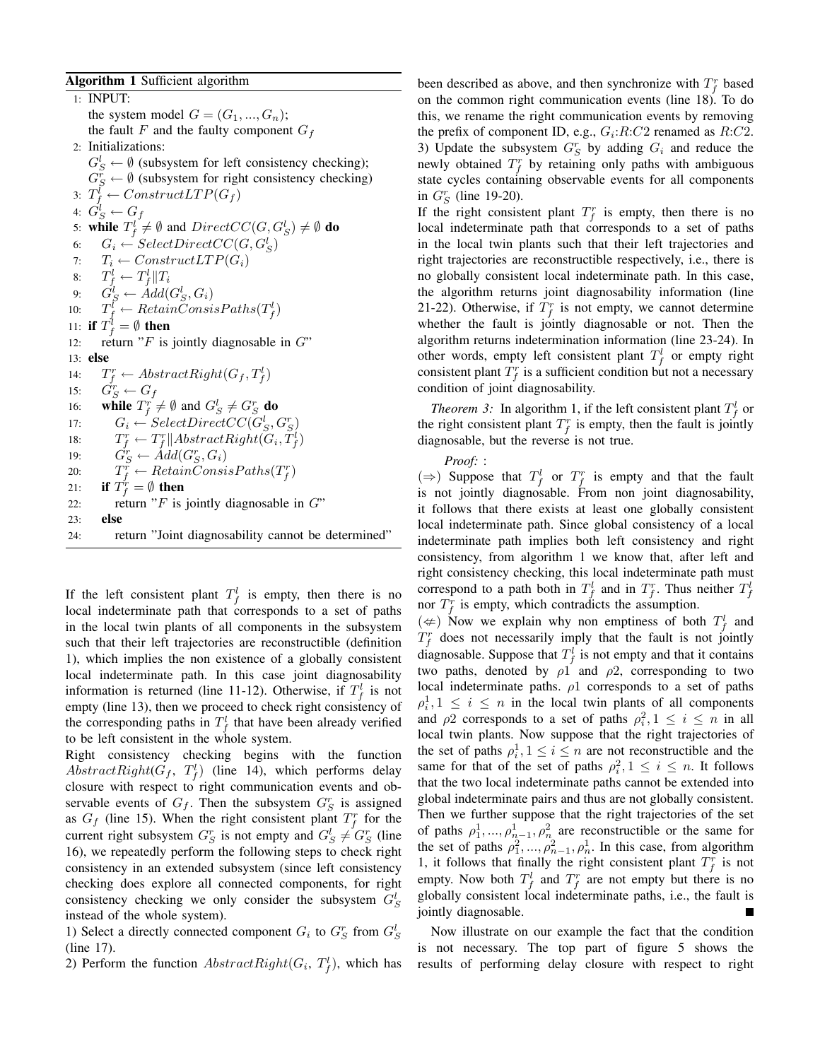**Algorithm 1** Sufficient algorithm

```
1:  INPUT:
    the system model G = (G_1, ..., G_n);
    the fault F and the faulty component G_f
2:  Initializations:
    G_S^l ← ∅ (subsystem for left consistency checking);
    G_S^r ← ∅ (subsystem for right consistency checking)
3:  T_f^l ← ConstructLTP(G_f)
4:  G_S^l ← G_f
5:  while T_f^l ≠ ∅ and DirectCC(G, G_S^l) ≠ ∅ do
6:      G_i ← SelectDirectCC(G, G_S^l)
7:      T_i ← ConstructLTP(G_i)
8:      T_f^l ← T_f^l || T_i
9:      G_S^l ← Add(G_S^l, G_i)
10:     T_f^l ← RetainConsisPaths(T_f^l)
11: if T_f^l = ∅ then
12:     return "F is jointly diagnosable in G"
13: else
14:     T_f^r ← AbstractRight(G_f, T_f^l)
15:     G_S^r ← G_f
16:     while T_f^r ≠ ∅ and G_S^l ≠ G_S^r do
17:         G_i ← SelectDirectCC(G_S^l, G_S^r)
18:         T_f^r ← T_f^r || AbstractRight(G_i, T_f^l)
19:         G_S^r ← Add(G_S^r, G_i)
20:         T_f^r ← RetainConsisPaths(T_f^r)
21:     if T_f^r = ∅ then
22:         return "F is jointly diagnosable in G"
23:     else
24:         return "Joint diagnosability cannot be determined"
```

If the left consistent plant $T_f^l$ is empty, then there is no local indeterminate path that corresponds to a set of paths in the local twin plants of all components in the subsystem such that their left trajectories are reconstructible (definition 1), which implies the non existence of a globally consistent local indeterminate path. In this case joint diagnosability information is returned (line 11-12). Otherwise, if $T_f^l$ is not empty (line 13), then we proceed to check right consistency of the corresponding paths in $T_f^l$ that have been already verified to be left consistent in the whole system.

Right consistency checking begins with the function $AbstractRight(G_f,\ T_f^l)$ (line 14), which performs delay closure with respect to right communication events and observable events of $G_f$. Then the subsystem $G_S^r$ is assigned as $G_f$ (line 15). When the right consistent plant $T_f^r$ for the current right subsystem $G_S^r$ is not empty and $G_S^l \neq G_S^r$ (line 16), we repeatedly perform the following steps to check right consistency in an extended subsystem (since left consistency checking does explore all connected components, for right consistency checking we only consider the subsystem $G_S^l$ instead of the whole system).

1) Select a directly connected component $G_i$ to $G_S^r$ from $G_S^l$ (line 17).

2) Perform the function $AbstractRight(G_i,\ T_f^l)$, which has been described as above, and then synchronize with $T_f^r$ based on the common right communication events (line 18). To do this, we rename the right communication events by removing the prefix of component ID, e.g., $G_i$:$R$:$C2$ renamed as $R$:$C2$.

3) Update the subsystem $G_S^r$ by adding $G_i$ and reduce the newly obtained $T_f^r$ by retaining only paths with ambiguous state cycles containing observable events for all components in $G_S^r$ (line 19-20).

If the right consistent plant $T_f^r$ is empty, then there is no local indeterminate path that corresponds to a set of paths in the local twin plants such that their left trajectories and right trajectories are reconstructible respectively, i.e., there is no globally consistent local indeterminate path. In this case, the algorithm returns joint diagnosability information (line 21-22). Otherwise, if $T_f^r$ is not empty, we cannot determine whether the fault is jointly diagnosable or not. Then the algorithm returns indetermination information (line 23-24). In other words, empty left consistent plant $T_f^l$ or empty right consistent plant $T_f^r$ is a sufficient condition but not a necessary condition of joint diagnosability.

*Theorem 3:* In algorithm 1, if the left consistent plant $T_f^l$ or the right consistent plant $T_f^r$ is empty, then the fault is jointly diagnosable, but the reverse is not true.

*Proof:* :

($\Rightarrow$) Suppose that $T_f^l$ or $T_f^r$ is empty and that the fault is not jointly diagnosable. From non joint diagnosability, it follows that there exists at least one globally consistent local indeterminate path. Since global consistency of a local indeterminate path implies both left consistency and right consistency, from algorithm 1 we know that, after left and right consistency checking, this local indeterminate path must correspond to a path both in $T_f^l$ and in $T_f^r$. Thus neither $T_f^l$ nor $T_f^r$ is empty, which contradicts the assumption.

($\not\Leftarrow$) Now we explain why non emptiness of both $T_f^l$ and $T_f^r$ does not necessarily imply that the fault is not jointly diagnosable. Suppose that $T_f^l$ is not empty and that it contains two paths, denoted by $\rho1$ and $\rho2$, corresponding to two local indeterminate paths. $\rho1$ corresponds to a set of paths $\rho_i^1, 1 \leq i \leq n$ in the local twin plants of all components and $\rho2$ corresponds to a set of paths $\rho_i^2, 1 \leq i \leq n$ in all local twin plants. Now suppose that the right trajectories of the set of paths $\rho_i^1, 1 \leq i \leq n$ are not reconstructible and the same for that of the set of paths $\rho_i^2, 1 \leq i \leq n$. It follows that the two local indeterminate paths cannot be extended into global indeterminate pairs and thus are not globally consistent. Then we further suppose that the right trajectories of the set of paths $\rho_1^1, ..., \rho_{n-1}^1, \rho_n^2$ are reconstructible or the same for the set of paths $\rho_1^2, ..., \rho_{n-1}^2, \rho_n^1$. In this case, from algorithm 1, it follows that finally the right consistent plant $T_f^r$ is not empty. Now both $T_f^l$ and $T_f^r$ are not empty but there is no globally consistent local indeterminate paths, i.e., the fault is jointly diagnosable. ∎

Now illustrate on our example the fact that the condition is not necessary. The top part of figure 5 shows the results of performing delay closure with respect to right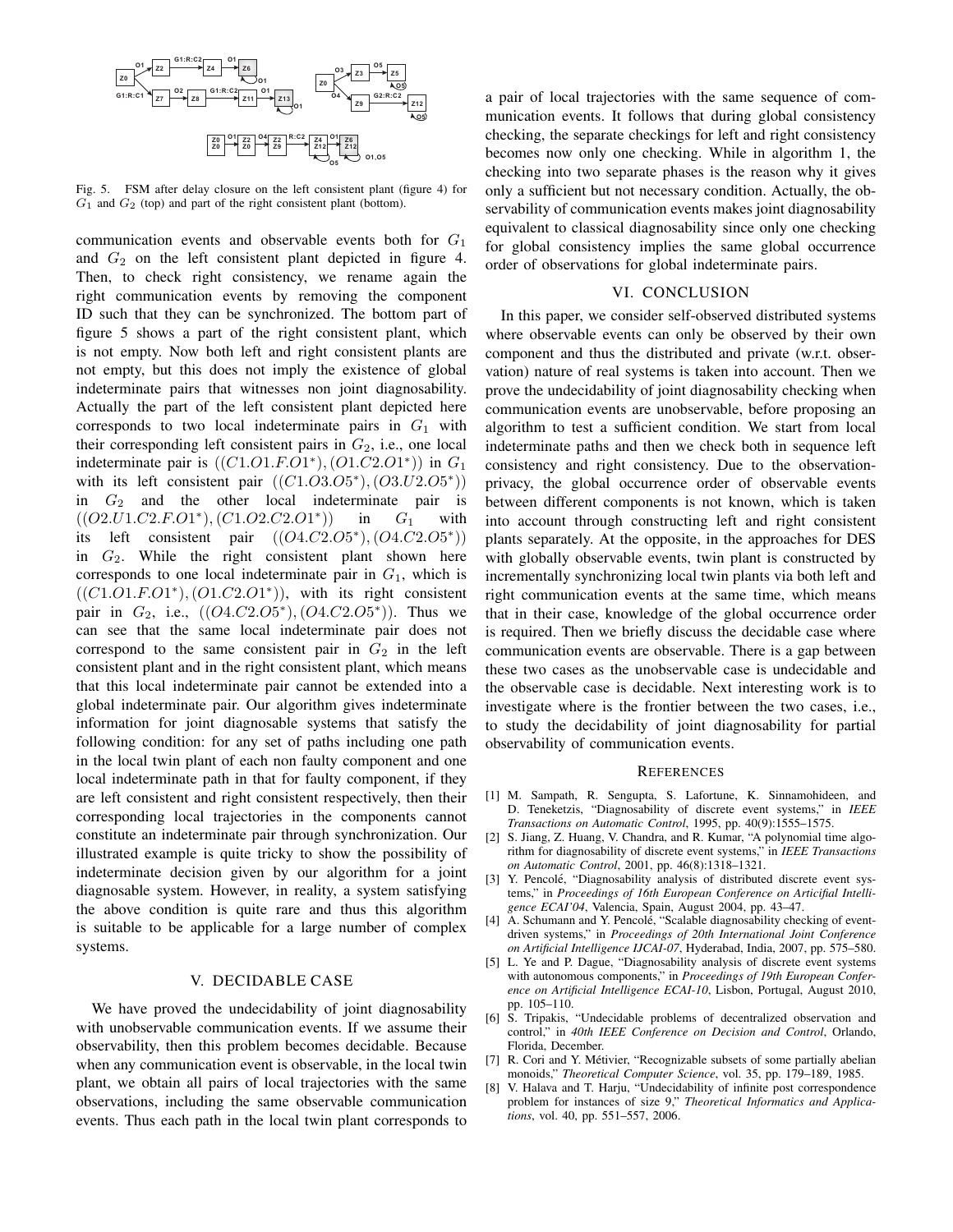Z0 O1 Z2 G1:R:C2 Z4 O1 Z6 O1
G1:R:C1 Z7 O2 Z8 G1:R:C2 Z11 O1 Z13 O1

Z0 O3 Z3 O5 Z5 O5
O4 Z9 G2:R:C2 Z12 O5

Z0 Z0 O1 Z2 Z0 O4 Z2 Z9 R:C2 Z4 Z12 O1 Z6 Z12 O1,O5 O5

Fig. 5. FSM after delay closure on the left consistent plant (figure 4) for $G_1$ and $G_2$ (top) and part of the right consistent plant (bottom).

communication events and observable events both for $G_1$ and $G_2$ on the left consistent plant depicted in figure 4. Then, to check right consistency, we rename again the right communication events by removing the component ID such that they can be synchronized. The bottom part of figure 5 shows a part of the right consistent plant, which is not empty. Now both left and right consistent plants are not empty, but this does not imply the existence of global indeterminate pairs that witnesses non joint diagnosability. Actually the part of the left consistent plant depicted here corresponds to two local indeterminate pairs in $G_1$ with their corresponding left consistent pairs in $G_2$, i.e., one local indeterminate pair is $((C1.O1.F.O1^*), (O1.C2.O1^*))$ in $G_1$ with its left consistent pair $((C1.O3.O5^*), (O3.U2.O5^*))$ in $G_2$ and the other local indeterminate pair is $((O2.U1.C2.F.O1^*), (C1.O2.C2.O1^*))$ in $G_1$ with its left consistent pair $((O4.C2.O5^*), (O4.C2.O5^*))$ in $G_2$. While the right consistent plant shown here corresponds to one local indeterminate pair in $G_1$, which is $((C1.O1.F.O1^*), (O1.C2.O1^*))$, with its right consistent pair in $G_2$, i.e., $((O4.C2.O5^*), (O4.C2.O5^*))$. Thus we can see that the same local indeterminate pair does not correspond to the same consistent pair in $G_2$ in the left consistent plant and in the right consistent plant, which means that this local indeterminate pair cannot be extended into a global indeterminate pair. Our algorithm gives indeterminate information for joint diagnosable systems that satisfy the following condition: for any set of paths including one path in the local twin plant of each non faulty component and one local indeterminate path in that for faulty component, if they are left consistent and right consistent respectively, then their corresponding local trajectories in the components cannot constitute an indeterminate pair through synchronization. Our illustrated example is quite tricky to show the possibility of indeterminate decision given by our algorithm for a joint diagnosable system. However, in reality, a system satisfying the above condition is quite rare and thus this algorithm is suitable to be applicable for a large number of complex systems.

## V. DECIDABLE CASE

We have proved the undecidability of joint diagnosability with unobservable communication events. If we assume their observability, then this problem becomes decidable. Because when any communication event is observable, in the local twin plant, we obtain all pairs of local trajectories with the same observations, including the same observable communication events. Thus each path in the local twin plant corresponds to a pair of local trajectories with the same sequence of communication events. It follows that during global consistency checking, the separate checkings for left and right consistency becomes now only one checking. While in algorithm 1, the checking into two separate phases is the reason why it gives only a sufficient but not necessary condition. Actually, the observability of communication events makes joint diagnosability equivalent to classical diagnosability since only one checking for global consistency implies the same global occurrence order of observations for global indeterminate pairs.

## VI. CONCLUSION

In this paper, we consider self-observed distributed systems where observable events can only be observed by their own component and thus the distributed and private (w.r.t. observation) nature of real systems is taken into account. Then we prove the undecidability of joint diagnosability checking when communication events are unobservable, before proposing an algorithm to test a sufficient condition. We start from local indeterminate paths and then we check both in sequence left consistency and right consistency. Due to the observation-privacy, the global occurrence order of observable events between different components is not known, which is taken into account through constructing left and right consistent plants separately. At the opposite, in the approaches for DES with globally observable events, twin plant is constructed by incrementally synchronizing local twin plants via both left and right communication events at the same time, which means that in their case, knowledge of the global occurrence order is required. Then we briefly discuss the decidable case where communication events are observable. There is a gap between these two cases as the unobservable case is undecidable and the observable case is decidable. Next interesting work is to investigate where is the frontier between the two cases, i.e., to study the decidability of joint diagnosability for partial observability of communication events.

## REFERENCES

[1] M. Sampath, R. Sengupta, S. Lafortune, K. Sinnamohideen, and D. Teneketzis, "Diagnosability of discrete event systems," in *IEEE Transactions on Automatic Control*, 1995, pp. 40(9):1555–1575.

[2] S. Jiang, Z. Huang, V. Chandra, and R. Kumar, "A polynomial time algorithm for diagnosability of discrete event systems," in *IEEE Transactions on Automatic Control*, 2001, pp. 46(8):1318–1321.

[3] Y. Pencolé, "Diagnosability analysis of distributed discrete event systems," in *Proceedings of 16th European Conference on Articifial Intelligence ECAI'04*, Valencia, Spain, August 2004, pp. 43–47.

[4] A. Schumann and Y. Pencolé, "Scalable diagnosability checking of event-driven systems," in *Proceedings of 20th International Joint Conference on Artificial Intelligence IJCAI-07*, Hyderabad, India, 2007, pp. 575–580.

[5] L. Ye and P. Dague, "Diagnosability analysis of discrete event systems with autonomous components," in *Proceedings of 19th European Conference on Artificial Intelligence ECAI-10*, Lisbon, Portugal, August 2010, pp. 105–110.

[6] S. Tripakis, "Undecidable problems of decentralized observation and control," in *40th IEEE Conference on Decision and Control*, Orlando, Florida, December.

[7] R. Cori and Y. Métivier, "Recognizable subsets of some partially abelian monoids," *Theoretical Computer Science*, vol. 35, pp. 179–189, 1985.

[8] V. Halava and T. Harju, "Undecidability of infinite post correspondence problem for instances of size 9," *Theoretical Informatics and Applications*, vol. 40, pp. 551–557, 2006.